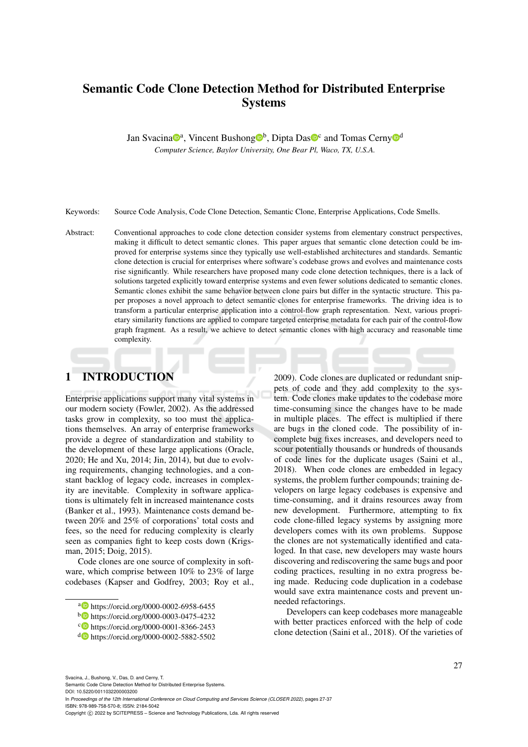# Semantic Code Clone Detection Method for Distributed Enterprise Systems

Jan Svacina[a], Vincent Bushong[b], Dipta Das[c] and Tomas Cerny[d]

*Computer Science, Baylor University, One Bear Pl, Waco, TX, U.S.A.*

Keywords: Source Code Analysis, Code Clone Detection, Semantic Clone, Enterprise Applications, Code Smells.

Abstract: Conventional approaches to code clone detection consider systems from elementary construct perspectives, making it difficult to detect semantic clones. This paper argues that semantic clone detection could be improved for enterprise systems since they typically use well-established architectures and standards. Semantic clone detection is crucial for enterprises where software's codebase grows and evolves and maintenance costs rise significantly. While researchers have proposed many code clone detection techniques, there is a lack of solutions targeted explicitly toward enterprise systems and even fewer solutions dedicated to semantic clones. Semantic clones exhibit the same behavior between clone pairs but differ in the syntactic structure. This paper proposes a novel approach to detect semantic clones for enterprise frameworks. The driving idea is to transform a particular enterprise application into a control-flow graph representation. Next, various proprietary similarity functions are applied to compare targeted enterprise metadata for each pair of the control-flow graph fragment. As a result, we achieve to detect semantic clones with high accuracy and reasonable time complexity.

## 1 INTRODUCTION

Enterprise applications support many vital systems in our modern society (Fowler, 2002). As the addressed tasks grow in complexity, so too must the applications themselves. An array of enterprise frameworks provide a degree of standardization and stability to the development of these large applications (Oracle, 2020; He and Xu, 2014; Jin, 2014), but due to evolving requirements, changing technologies, and a constant backlog of legacy code, increases in complexity are inevitable. Complexity in software applications is ultimately felt in increased maintenance costs (Banker et al., 1993). Maintenance costs demand between 20% and 25% of corporations' total costs and fees, so the need for reducing complexity is clearly seen as companies fight to keep costs down (Krigsman, 2015; Doig, 2015).

Code clones are one source of complexity in software, which comprise between 10% to 23% of large codebases (Kapser and Godfrey, 2003; Roy et al., 2009). Code clones are duplicated or redundant snippets of code and they add complexity to the system. Code clones make updates to the codebase more time-consuming since the changes have to be made in multiple places. The effect is multiplied if there are bugs in the cloned code. The possibility of incomplete bug fixes increases, and developers need to scour potentially thousands or hundreds of thousands of code lines for the duplicate usages (Saini et al., 2018). When code clones are embedded in legacy systems, the problem further compounds; training developers on large legacy codebases is expensive and time-consuming, and it drains resources away from new development. Furthermore, attempting to fix code clone-filled legacy systems by assigning more developers comes with its own problems. Suppose the clones are not systematically identified and cataloged. In that case, new developers may waste hours discovering and rediscovering the same bugs and poor coding practices, resulting in no extra progress being made. Reducing code duplication in a codebase would save extra maintenance costs and prevent unneeded refactorings.

Developers can keep codebases more manageable with better practices enforced with the help of code clone detection (Saini et al., 2018). Of the varieties of

---

[a] https://orcid.org/0000-0002-6958-6455
[b] https://orcid.org/0000-0003-0475-4232
[c] https://orcid.org/0000-0001-8366-2453
[d] https://orcid.org/0000-0002-5882-5502

Svacina, J., Bushong, V., Das, D. and Cerny, T.
Semantic Code Clone Detection Method for Distributed Enterprise Systems.
DOI: 10.5220/0011032200003200
In *Proceedings of the 12th International Conference on Cloud Computing and Services Science (CLOSER 2022)*, pages 27-37
ISBN: 978-989-758-570-8; ISSN: 2184-5042
Copyright © 2022 by SCITEPRESS – Science and Technology Publications, Lda. All rights reserved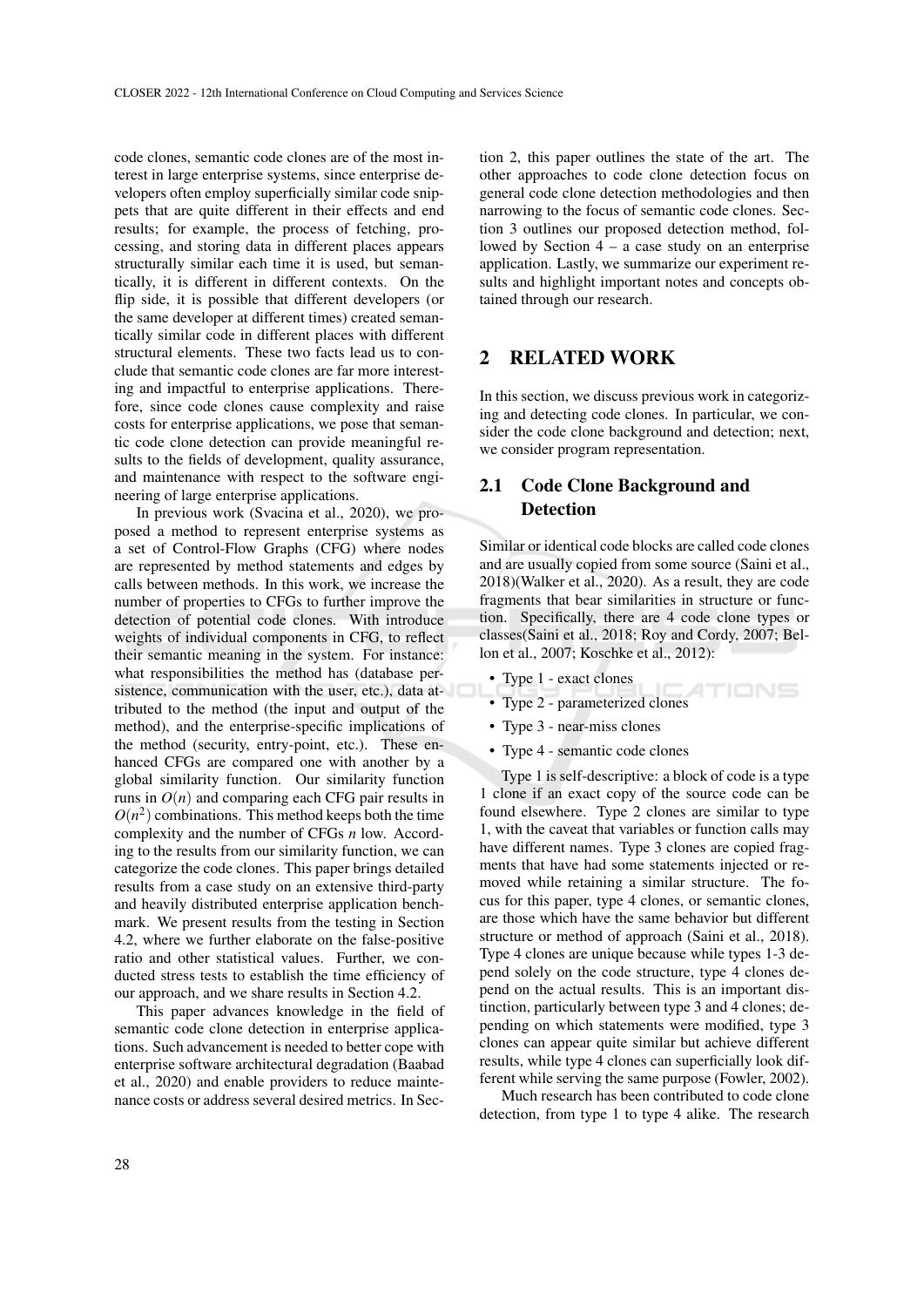code clones, semantic code clones are of the most interest in large enterprise systems, since enterprise developers often employ superficially similar code snippets that are quite different in their effects and end results; for example, the process of fetching, processing, and storing data in different places appears structurally similar each time it is used, but semantically, it is different in different contexts. On the flip side, it is possible that different developers (or the same developer at different times) created semantically similar code in different places with different structural elements. These two facts lead us to conclude that semantic code clones are far more interesting and impactful to enterprise applications. Therefore, since code clones cause complexity and raise costs for enterprise applications, we pose that semantic code clone detection can provide meaningful results to the fields of development, quality assurance, and maintenance with respect to the software engineering of large enterprise applications.

In previous work (Svacina et al., 2020), we proposed a method to represent enterprise systems as a set of Control-Flow Graphs (CFG) where nodes are represented by method statements and edges by calls between methods. In this work, we increase the number of properties to CFGs to further improve the detection of potential code clones. With introduce weights of individual components in CFG, to reflect their semantic meaning in the system. For instance: what responsibilities the method has (database persistence, communication with the user, etc.), data attributed to the method (the input and output of the method), and the enterprise-specific implications of the method (security, entry-point, etc.). These enhanced CFGs are compared one with another by a global similarity function. Our similarity function runs in $O(n)$ and comparing each CFG pair results in $O(n^2)$ combinations. This method keeps both the time complexity and the number of CFGs $n$ low. According to the results from our similarity function, we can categorize the code clones. This paper brings detailed results from a case study on an extensive third-party and heavily distributed enterprise application benchmark. We present results from the testing in Section 4.2, where we further elaborate on the false-positive ratio and other statistical values. Further, we conducted stress tests to establish the time efficiency of our approach, and we share results in Section 4.2.

This paper advances knowledge in the field of semantic code clone detection in enterprise applications. Such advancement is needed to better cope with enterprise software architectural degradation (Baabad et al., 2020) and enable providers to reduce maintenance costs or address several desired metrics. In Section 2, this paper outlines the state of the art. The other approaches to code clone detection focus on general code clone detection methodologies and then narrowing to the focus of semantic code clones. Section 3 outlines our proposed detection method, followed by Section 4 – a case study on an enterprise application. Lastly, we summarize our experiment results and highlight important notes and concepts obtained through our research.

## 2 RELATED WORK

In this section, we discuss previous work in categorizing and detecting code clones. In particular, we consider the code clone background and detection; next, we consider program representation.

### 2.1 Code Clone Background and Detection

Similar or identical code blocks are called code clones and are usually copied from some source (Saini et al., 2018)(Walker et al., 2020). As a result, they are code fragments that bear similarities in structure or function. Specifically, there are 4 code clone types or classes(Saini et al., 2018; Roy and Cordy, 2007; Bellon et al., 2007; Koschke et al., 2012):

- Type 1 - exact clones
- Type 2 - parameterized clones
- Type 3 - near-miss clones
- Type 4 - semantic code clones

Type 1 is self-descriptive: a block of code is a type 1 clone if an exact copy of the source code can be found elsewhere. Type 2 clones are similar to type 1, with the caveat that variables or function calls may have different names. Type 3 clones are copied fragments that have had some statements injected or removed while retaining a similar structure. The focus for this paper, type 4 clones, or semantic clones, are those which have the same behavior but different structure or method of approach (Saini et al., 2018). Type 4 clones are unique because while types 1-3 depend solely on the code structure, type 4 clones depend on the actual results. This is an important distinction, particularly between type 3 and 4 clones; depending on which statements were modified, type 3 clones can appear quite similar but achieve different results, while type 4 clones can superficially look different while serving the same purpose (Fowler, 2002).

Much research has been contributed to code clone detection, from type 1 to type 4 alike. The research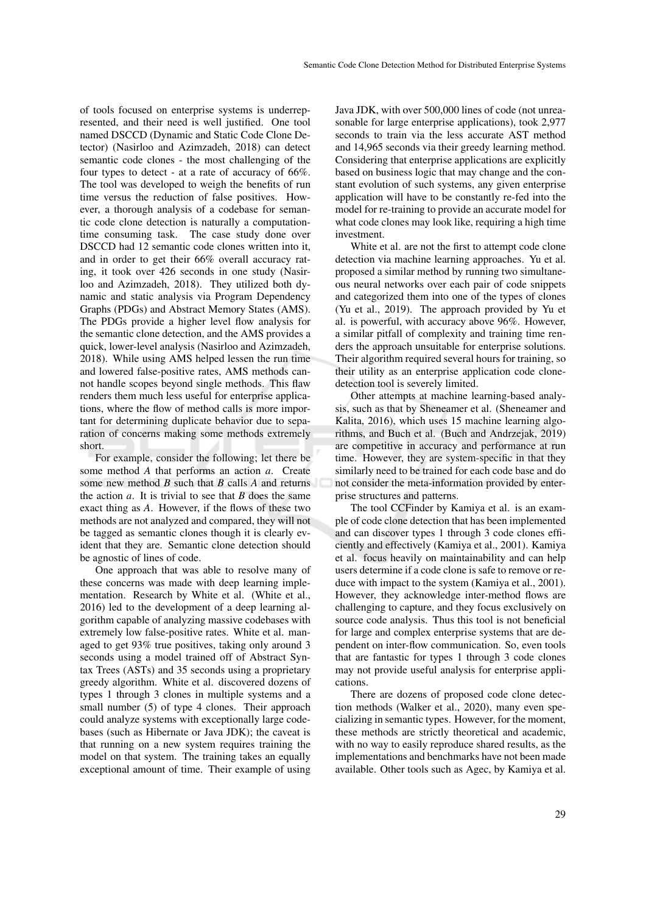of tools focused on enterprise systems is underrepresented, and their need is well justified. One tool named DSCCD (Dynamic and Static Code Clone Detector) (Nasirloo and Azimzadeh, 2018) can detect semantic code clones - the most challenging of the four types to detect - at a rate of accuracy of 66%. The tool was developed to weigh the benefits of run time versus the reduction of false positives. However, a thorough analysis of a codebase for semantic code clone detection is naturally a computation-time consuming task. The case study done over DSCCD had 12 semantic code clones written into it, and in order to get their 66% overall accuracy rating, it took over 426 seconds in one study (Nasirloo and Azimzadeh, 2018). They utilized both dynamic and static analysis via Program Dependency Graphs (PDGs) and Abstract Memory States (AMS). The PDGs provide a higher level flow analysis for the semantic clone detection, and the AMS provides a quick, lower-level analysis (Nasirloo and Azimzadeh, 2018). While using AMS helped lessen the run time and lowered false-positive rates, AMS methods cannot handle scopes beyond single methods. This flaw renders them much less useful for enterprise applications, where the flow of method calls is more important for determining duplicate behavior due to separation of concerns making some methods extremely short.

For example, consider the following; let there be some method $A$ that performs an action $a$. Create some new method $B$ such that $B$ calls $A$ and returns the action $a$. It is trivial to see that $B$ does the same exact thing as $A$. However, if the flows of these two methods are not analyzed and compared, they will not be tagged as semantic clones though it is clearly evident that they are. Semantic clone detection should be agnostic of lines of code.

One approach that was able to resolve many of these concerns was made with deep learning implementation. Research by White et al. (White et al., 2016) led to the development of a deep learning algorithm capable of analyzing massive codebases with extremely low false-positive rates. White et al. managed to get 93% true positives, taking only around 3 seconds using a model trained off of Abstract Syntax Trees (ASTs) and 35 seconds using a proprietary greedy algorithm. White et al. discovered dozens of types 1 through 3 clones in multiple systems and a small number (5) of type 4 clones. Their approach could analyze systems with exceptionally large codebases (such as Hibernate or Java JDK); the caveat is that running on a new system requires training the model on that system. The training takes an equally exceptional amount of time. Their example of using Java JDK, with over 500,000 lines of code (not unreasonable for large enterprise applications), took 2,977 seconds to train via the less accurate AST method and 14,965 seconds via their greedy learning method. Considering that enterprise applications are explicitly based on business logic that may change and the constant evolution of such systems, any given enterprise application will have to be constantly re-fed into the model for re-training to provide an accurate model for what code clones may look like, requiring a high time investment.

White et al. are not the first to attempt code clone detection via machine learning approaches. Yu et al. proposed a similar method by running two simultaneous neural networks over each pair of code snippets and categorized them into one of the types of clones (Yu et al., 2019). The approach provided by Yu et al. is powerful, with accuracy above 96%. However, a similar pitfall of complexity and training time renders the approach unsuitable for enterprise solutions. Their algorithm required several hours for training, so their utility as an enterprise application code clone-detection tool is severely limited.

Other attempts at machine learning-based analysis, such as that by Sheneamer et al. (Sheneamer and Kalita, 2016), which uses 15 machine learning algorithms, and Buch et al. (Buch and Andrzejak, 2019) are competitive in accuracy and performance at run time. However, they are system-specific in that they similarly need to be trained for each code base and do not consider the meta-information provided by enterprise structures and patterns.

The tool CCFinder by Kamiya et al. is an example of code clone detection that has been implemented and can discover types 1 through 3 code clones efficiently and effectively (Kamiya et al., 2001). Kamiya et al. focus heavily on maintainability and can help users determine if a code clone is safe to remove or reduce with impact to the system (Kamiya et al., 2001). However, they acknowledge inter-method flows are challenging to capture, and they focus exclusively on source code analysis. Thus this tool is not beneficial for large and complex enterprise systems that are dependent on inter-flow communication. So, even tools that are fantastic for types 1 through 3 code clones may not provide useful analysis for enterprise applications.

There are dozens of proposed code clone detection methods (Walker et al., 2020), many even specializing in semantic types. However, for the moment, these methods are strictly theoretical and academic, with no way to easily reproduce shared results, as the implementations and benchmarks have not been made available. Other tools such as Agec, by Kamiya et al.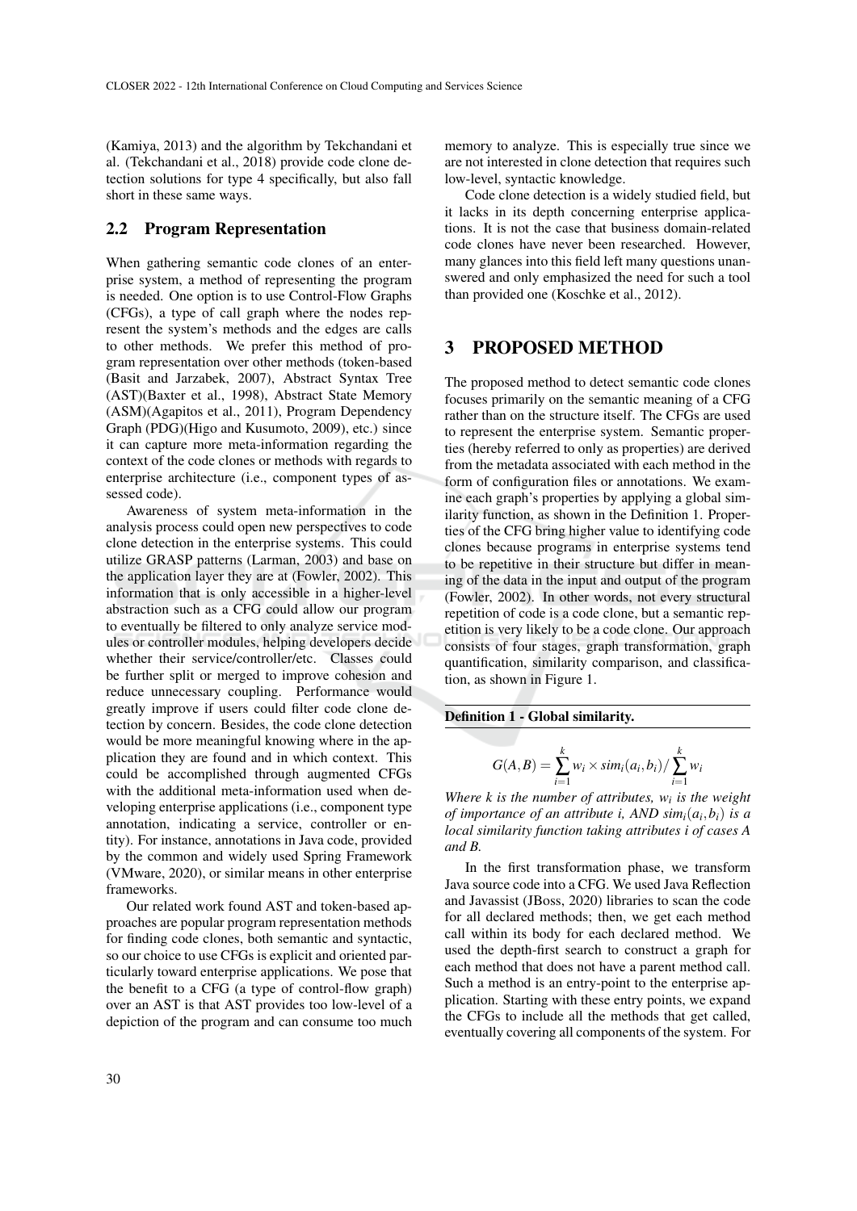(Kamiya, 2013) and the algorithm by Tekchandani et al. (Tekchandani et al., 2018) provide code clone detection solutions for type 4 specifically, but also fall short in these same ways.

## 2.2 Program Representation

When gathering semantic code clones of an enterprise system, a method of representing the program is needed. One option is to use Control-Flow Graphs (CFGs), a type of call graph where the nodes represent the system's methods and the edges are calls to other methods. We prefer this method of program representation over other methods (token-based (Basit and Jarzabek, 2007), Abstract Syntax Tree (AST)(Baxter et al., 1998), Abstract State Memory (ASM)(Agapitos et al., 2011), Program Dependency Graph (PDG)(Higo and Kusumoto, 2009), etc.) since it can capture more meta-information regarding the context of the code clones or methods with regards to enterprise architecture (i.e., component types of assessed code).

Awareness of system meta-information in the analysis process could open new perspectives to code clone detection in the enterprise systems. This could utilize GRASP patterns (Larman, 2003) and base on the application layer they are at (Fowler, 2002). This information that is only accessible in a higher-level abstraction such as a CFG could allow our program to eventually be filtered to only analyze service modules or controller modules, helping developers decide whether their service/controller/etc. Classes could be further split or merged to improve cohesion and reduce unnecessary coupling. Performance would greatly improve if users could filter code clone detection by concern. Besides, the code clone detection would be more meaningful knowing where in the application they are found and in which context. This could be accomplished through augmented CFGs with the additional meta-information used when developing enterprise applications (i.e., component type annotation, indicating a service, controller or entity). For instance, annotations in Java code, provided by the common and widely used Spring Framework (VMware, 2020), or similar means in other enterprise frameworks.

Our related work found AST and token-based approaches are popular program representation methods for finding code clones, both semantic and syntactic, so our choice to use CFGs is explicit and oriented particularly toward enterprise applications. We pose that the benefit to a CFG (a type of control-flow graph) over an AST is that AST provides too low-level of a depiction of the program and can consume too much memory to analyze. This is especially true since we are not interested in clone detection that requires such low-level, syntactic knowledge.

Code clone detection is a widely studied field, but it lacks in its depth concerning enterprise applications. It is not the case that business domain-related code clones have never been researched. However, many glances into this field left many questions unanswered and only emphasized the need for such a tool than provided one (Koschke et al., 2012).

# 3 PROPOSED METHOD

The proposed method to detect semantic code clones focuses primarily on the semantic meaning of a CFG rather than on the structure itself. The CFGs are used to represent the enterprise system. Semantic properties (hereby referred to only as properties) are derived from the metadata associated with each method in the form of configuration files or annotations. We examine each graph's properties by applying a global similarity function, as shown in the Definition 1. Properties of the CFG bring higher value to identifying code clones because programs in enterprise systems tend to be repetitive in their structure but differ in meaning of the data in the input and output of the program (Fowler, 2002). In other words, not every structural repetition of code is a code clone, but a semantic repetition is very likely to be a code clone. Our approach consists of four stages, graph transformation, graph quantification, similarity comparison, and classification, as shown in Figure 1.

**Definition 1 - Global similarity.**

$$G(A,B) = \sum_{i=1}^{k} w_i \times sim_i(a_i, b_i) / \sum_{i=1}^{k} w_i$$

*Where $k$ is the number of attributes, $w_i$ is the weight of importance of an attribute $i$, AND $sim_i(a_i, b_i)$ is a local similarity function taking attributes $i$ of cases $A$ and $B$.*

In the first transformation phase, we transform Java source code into a CFG. We used Java Reflection and Javassist (JBoss, 2020) libraries to scan the code for all declared methods; then, we get each method call within its body for each declared method. We used the depth-first search to construct a graph for each method that does not have a parent method call. Such a method is an entry-point to the enterprise application. Starting with these entry points, we expand the CFGs to include all the methods that get called, eventually covering all components of the system. For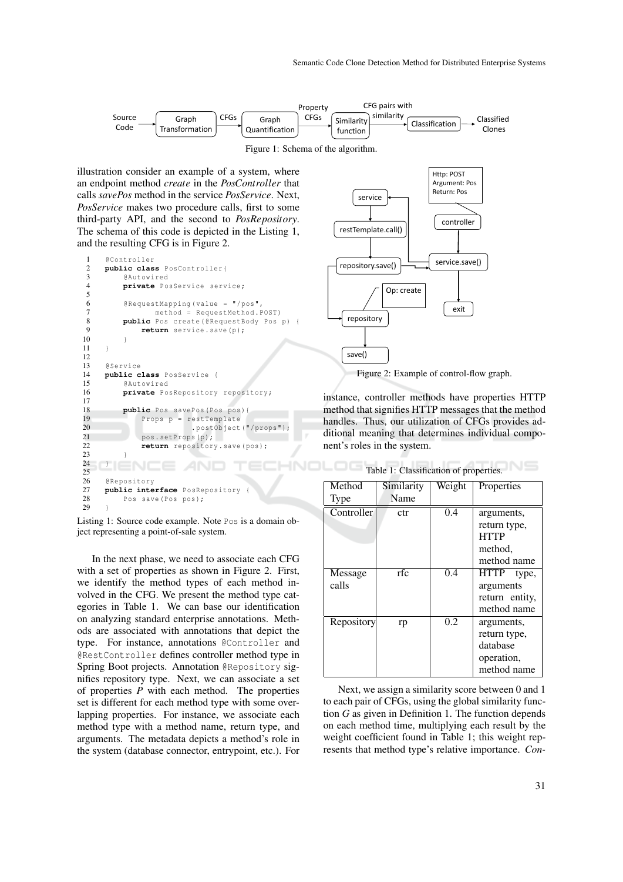Source Code → Graph Transformation → CFGs → Graph Quantification → Property CFGs → Similarity function → CFG pairs with similarity → Classification → Classified Clones

Figure 1: Schema of the algorithm.

illustration consider an example of a system, where an endpoint method *create* in the *PosController* that calls *savePos* method in the service *PosService*. Next, *PosService* makes two procedure calls, first to some third-party API, and the second to *PosRepository*. The schema of this code is depicted in the Listing 1, and the resulting CFG is in Figure 2.

```
1   @Controller
2   public class PosController{
3       @Autowired
4       private PosService service;
5
6       @RequestMapping(value = "/pos",
7               method = RequestMethod.POST)
8       public Pos create(@RequestBody Pos p) {
9           return service.save(p);
10      }
11  }
12
13  @Service
14  public class PosService {
15      @Autowired
16      private PosRepository repository;
17
18      public Pos savePos(Pos pos){
19          Props p = restTemplate
20                  .postObject("/props");
21          pos.setProps(p);
22          return repository.save(pos);
23      }
24  }
25
26  @Repository
27  public interface PosRepository {
28      Pos save(Pos pos);
29  }
```

Listing 1: Source code example. Note `Pos` is a domain object representing a point-of-sale system.

In the next phase, we need to associate each CFG with a set of properties as shown in Figure 2. First, we identify the method types of each method involved in the CFG. We present the method type categories in Table 1. We can base our identification on analyzing standard enterprise annotations. Methods are associated with annotations that depict the type. For instance, annotations `@Controller` and `@RestController` defines controller method type in Spring Boot projects. Annotation `@Repository` signifies repository type. Next, we can associate a set of properties $P$ with each method. The properties set is different for each method type with some overlapping properties. For instance, we associate each method type with a method name, return type, and arguments. The metadata depicts a method's role in the system (database connector, entrypoint, etc.). For instance, controller methods have properties HTTP method that signifies HTTP messages that the method handles. Thus, our utilization of CFGs provides additional meaning that determines individual component's roles in the system.

Http: POST
Argument: Pos
Return: Pos

controller → service.save() → exit; service.save() → service → restTemplate.call() → repository.save() → repository (Op: create) → save()

Figure 2: Example of control-flow graph.

Table 1: Classification of properties.

| Method Type | Similarity Name | Weight | Properties |
|---|---|---|---|
| Controller | ctr | 0.4 | arguments, return type, HTTP method, method name |
| Message calls | rfc | 0.4 | HTTP type, arguments return entity, method name |
| Repository | rp | 0.2 | arguments, return type, database operation, method name |

Next, we assign a similarity score between 0 and 1 to each pair of CFGs, using the global similarity function $G$ as given in Definition 1. The function depends on each method time, multiplying each result by the weight coefficient found in Table 1; this weight represents that method type's relative importance. *Con-*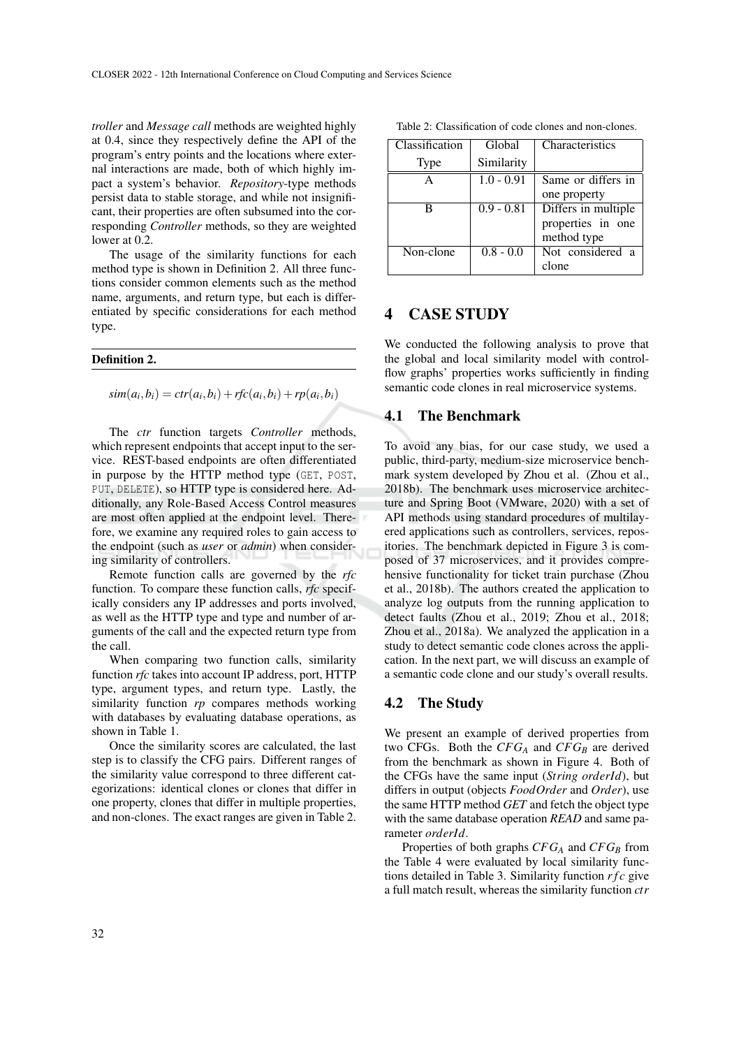*troller* and *Message call* methods are weighted highly at 0.4, since they respectively define the API of the program's entry points and the locations where external interactions are made, both of which highly impact a system's behavior. *Repository*-type methods persist data to stable storage, and while not insignificant, their properties are often subsumed into the corresponding *Controller* methods, so they are weighted lower at 0.2.

The usage of the similarity functions for each method type is shown in Definition 2. All three functions consider common elements such as the method name, arguments, and return type, but each is differentiated by specific considerations for each method type.

**Definition 2.**

$$sim(a_i, b_i) = ctr(a_i, b_i) + rfc(a_i, b_i) + rp(a_i, b_i)$$

The *ctr* function targets *Controller* methods, which represent endpoints that accept input to the service. REST-based endpoints are often differentiated in purpose by the HTTP method type (`GET`, `POST`, `PUT`, `DELETE`), so HTTP type is considered here. Additionally, any Role-Based Access Control measures are most often applied at the endpoint level. Therefore, we examine any required roles to gain access to the endpoint (such as *user* or *admin*) when considering similarity of controllers.

Remote function calls are governed by the *rfc* function. To compare these function calls, *rfc* specifically considers any IP addresses and ports involved, as well as the HTTP type and type and number of arguments of the call and the expected return type from the call.

When comparing two function calls, similarity function *rfc* takes into account IP address, port, HTTP type, argument types, and return type. Lastly, the similarity function *rp* compares methods working with databases by evaluating database operations, as shown in Table 1.

Once the similarity scores are calculated, the last step is to classify the CFG pairs. Different ranges of the similarity value correspond to three different categorizations: identical clones or clones that differ in one property, clones that differ in multiple properties, and non-clones. The exact ranges are given in Table 2.

Table 2: Classification of code clones and non-clones.

| Classification Type | Global Similarity | Characteristics |
|---|---|---|
| A | 1.0 - 0.91 | Same or differs in one property |
| B | 0.9 - 0.81 | Differs in multiple properties in one method type |
| Non-clone | 0.8 - 0.0 | Not considered a clone |

## 4 CASE STUDY

We conducted the following analysis to prove that the global and local similarity model with control-flow graphs' properties works sufficiently in finding semantic code clones in real microservice systems.

### 4.1 The Benchmark

To avoid any bias, for our case study, we used a public, third-party, medium-size microservice benchmark system developed by Zhou et al. (Zhou et al., 2018b). The benchmark uses microservice architecture and Spring Boot (VMware, 2020) with a set of API methods using standard procedures of multilayered applications such as controllers, services, repositories. The benchmark depicted in Figure 3 is composed of 37 microservices, and it provides comprehensive functionality for ticket train purchase (Zhou et al., 2018b). The authors created the application to analyze log outputs from the running application to detect faults (Zhou et al., 2019; Zhou et al., 2018; Zhou et al., 2018a). We analyzed the application in a study to detect semantic code clones across the application. In the next part, we will discuss an example of a semantic code clone and our study's overall results.

### 4.2 The Study

We present an example of derived properties from two CFGs. Both the $CFG_A$ and $CFG_B$ are derived from the benchmark as shown in Figure 4. Both of the CFGs have the same input (*String orderId*), but differs in output (objects *FoodOrder* and *Order*), use the same HTTP method *GET* and fetch the object type with the same database operation *READ* and same parameter *orderId*.

Properties of both graphs $CFG_A$ and $CFG_B$ from the Table 4 were evaluated by local similarity functions detailed in Table 3. Similarity function $rfc$ give a full match result, whereas the similarity function $ctr$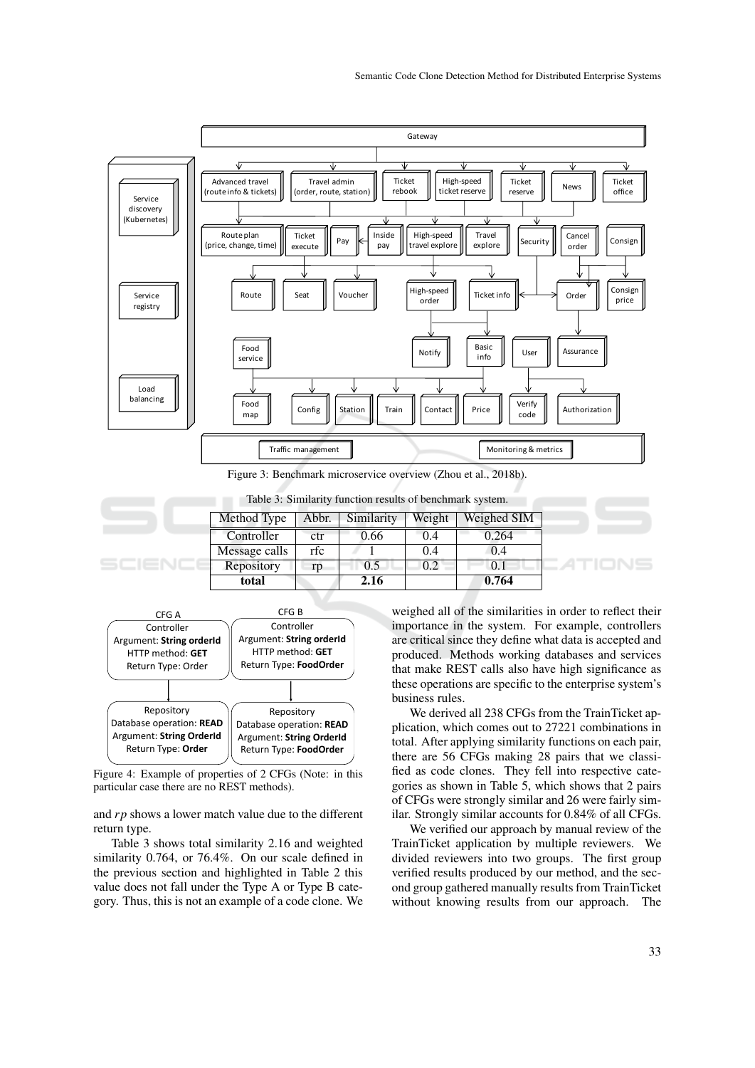Figure 3: Benchmark microservice overview (Zhou et al., 2018b).

Table 3: Similarity function results of benchmark system.

| Method Type | Abbr. | Similarity | Weight | Weighed SIM |
|---|---|---|---|---|
| Controller | ctr | 0.66 | 0.4 | 0.264 |
| Message calls | rfc | 1 | 0.4 | 0.4 |
| Repository | rp | 0.5 | 0.2 | 0.1 |
| **total** | | **2.16** | | **0.764** |

Figure 4: Example of properties of 2 CFGs (Note: in this particular case there are no REST methods).

and *rp* shows a lower match value due to the different return type.

Table 3 shows total similarity 2.16 and weighted similarity 0.764, or 76.4%. On our scale defined in the previous section and highlighted in Table 2 this value does not fall under the Type A or Type B category. Thus, this is not an example of a code clone. We weighed all of the similarities in order to reflect their importance in the system. For example, controllers are critical since they define what data is accepted and produced. Methods working databases and services that make REST calls also have high significance as these operations are specific to the enterprise system's business rules.

We derived all 238 CFGs from the TrainTicket application, which comes out to 27221 combinations in total. After applying similarity functions on each pair, there are 56 CFGs making 28 pairs that we classified as code clones. They fell into respective categories as shown in Table 5, which shows that 2 pairs of CFGs were strongly similar and 26 were fairly similar. Strongly similar accounts for 0.84% of all CFGs.

We verified our approach by manual review of the TrainTicket application by multiple reviewers. We divided reviewers into two groups. The first group verified results produced by our method, and the second group gathered manually results from TrainTicket without knowing results from our approach. The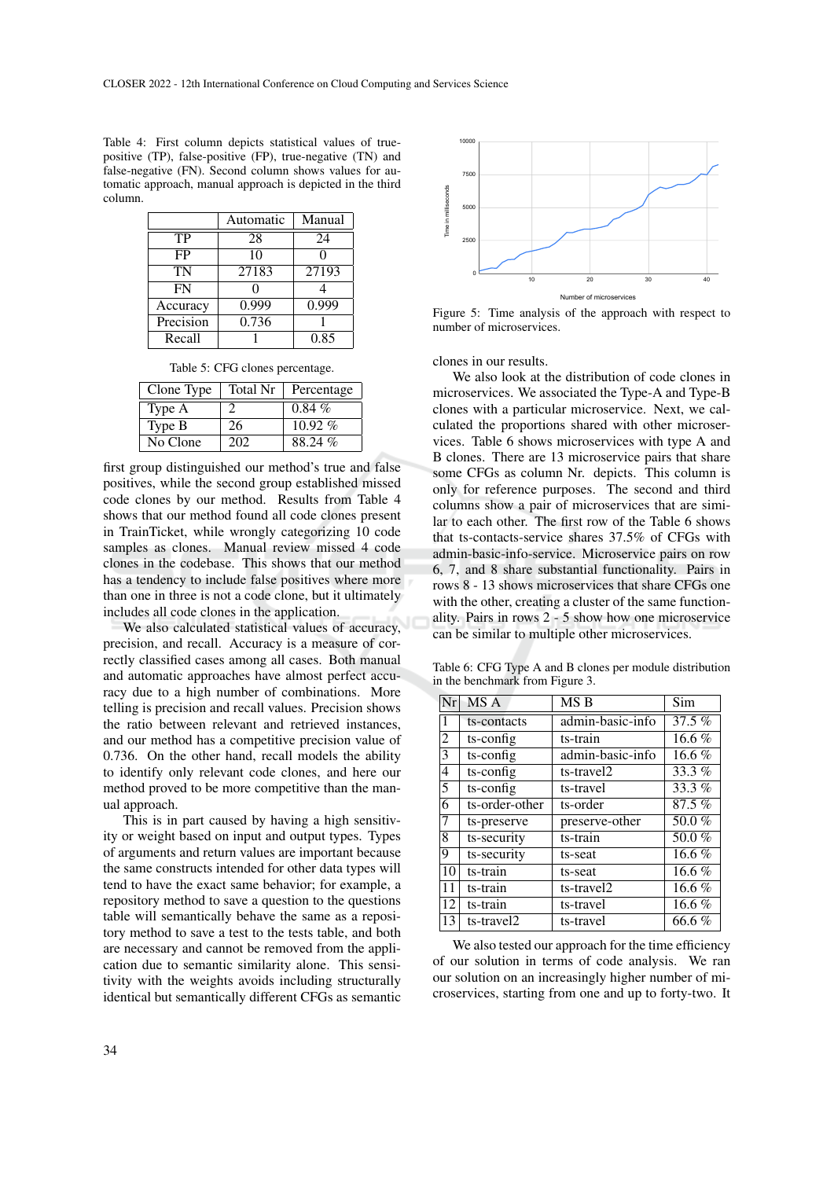Table 4: First column depicts statistical values of true-positive (TP), false-positive (FP), true-negative (TN) and false-negative (FN). Second column shows values for automatic approach, manual approach is depicted in the third column.

| | Automatic | Manual |
|---|---|---|
| TP | 28 | 24 |
| FP | 10 | 0 |
| TN | 27183 | 27193 |
| FN | 0 | 4 |
| Accuracy | 0.999 | 0.999 |
| Precision | 0.736 | 1 |
| Recall | 1 | 0.85 |

Table 5: CFG clones percentage.

| Clone Type | Total Nr | Percentage |
|---|---|---|
| Type A | 2 | 0.84 % |
| Type B | 26 | 10.92 % |
| No Clone | 202 | 88.24 % |

first group distinguished our method's true and false positives, while the second group established missed code clones by our method. Results from Table 4 shows that our method found all code clones present in TrainTicket, while wrongly categorizing 10 code samples as clones. Manual review missed 4 code clones in the codebase. This shows that our method has a tendency to include false positives where more than one in three is not a code clone, but it ultimately includes all code clones in the application.

We also calculated statistical values of accuracy, precision, and recall. Accuracy is a measure of correctly classified cases among all cases. Both manual and automatic approaches have almost perfect accuracy due to a high number of combinations. More telling is precision and recall values. Precision shows the ratio between relevant and retrieved instances, and our method has a competitive precision value of 0.736. On the other hand, recall models the ability to identify only relevant code clones, and here our method proved to be more competitive than the manual approach.

This is in part caused by having a high sensitivity or weight based on input and output types. Types of arguments and return values are important because the same constructs intended for other data types will tend to have the exact same behavior; for example, a repository method to save a question to the questions table will semantically behave the same as a repository method to save a test to the tests table, and both are necessary and cannot be removed from the application due to semantic similarity alone. This sensitivity with the weights avoids including structurally identical but semantically different CFGs as semantic clones in our results.

Figure 5: Time analysis of the approach with respect to number of microservices.

We also look at the distribution of code clones in microservices. We associated the Type-A and Type-B clones with a particular microservice. Next, we calculated the proportions shared with other microservices. Table 6 shows microservices with type A and B clones. There are 13 microservice pairs that share some CFGs as column Nr. depicts. This column is only for reference purposes. The second and third columns show a pair of microservices that are similar to each other. The first row of the Table 6 shows that ts-contacts-service shares 37.5% of CFGs with admin-basic-info-service. Microservice pairs on row 6, 7, and 8 share substantial functionality. Pairs in rows 8 - 13 shows microservices that share CFGs one with the other, creating a cluster of the same functionality. Pairs in rows 2 - 5 show how one microservice can be similar to multiple other microservices.

Table 6: CFG Type A and B clones per module distribution in the benchmark from Figure 3.

| Nr | MS A | MS B | Sim |
|---|---|---|---|
| 1 | ts-contacts | admin-basic-info | 37.5 % |
| 2 | ts-config | ts-train | 16.6 % |
| 3 | ts-config | admin-basic-info | 16.6 % |
| 4 | ts-config | ts-travel2 | 33.3 % |
| 5 | ts-config | ts-travel | 33.3 % |
| 6 | ts-order-other | ts-order | 87.5 % |
| 7 | ts-preserve | preserve-other | 50.0 % |
| 8 | ts-security | ts-train | 50.0 % |
| 9 | ts-security | ts-seat | 16.6 % |
| 10 | ts-train | ts-seat | 16.6 % |
| 11 | ts-train | ts-travel2 | 16.6 % |
| 12 | ts-train | ts-travel | 16.6 % |
| 13 | ts-travel2 | ts-travel | 66.6 % |

We also tested our approach for the time efficiency of our solution in terms of code analysis. We ran our solution on an increasingly higher number of microservices, starting from one and up to forty-two. It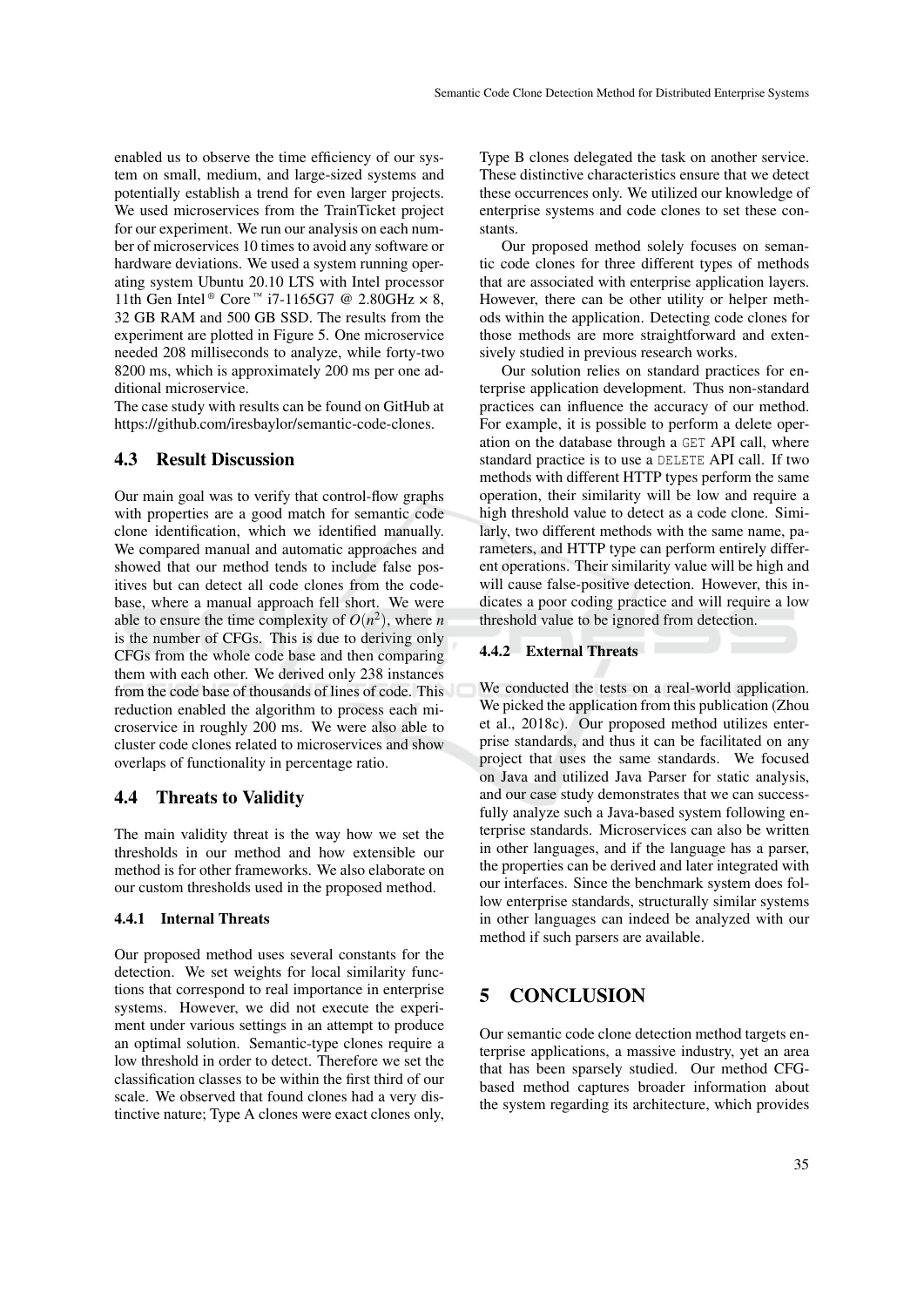enabled us to observe the time efficiency of our system on small, medium, and large-sized systems and potentially establish a trend for even larger projects. We used microservices from the TrainTicket project for our experiment. We run our analysis on each number of microservices 10 times to avoid any software or hardware deviations. We used a system running operating system Ubuntu 20.10 LTS with Intel processor 11th Gen Intel® Core™ i7-1165G7 @ 2.80GHz × 8, 32 GB RAM and 500 GB SSD. The results from the experiment are plotted in Figure 5. One microservice needed 208 milliseconds to analyze, while forty-two 8200 ms, which is approximately 200 ms per one additional microservice.

The case study with results can be found on GitHub at https://github.com/iresbaylor/semantic-code-clones.

## 4.3 Result Discussion

Our main goal was to verify that control-flow graphs with properties are a good match for semantic code clone identification, which we identified manually. We compared manual and automatic approaches and showed that our method tends to include false positives but can detect all code clones from the codebase, where a manual approach fell short. We were able to ensure the time complexity of $O(n^2)$, where $n$ is the number of CFGs. This is due to deriving only CFGs from the whole code base and then comparing them with each other. We derived only 238 instances from the code base of thousands of lines of code. This reduction enabled the algorithm to process each microservice in roughly 200 ms. We were also able to cluster code clones related to microservices and show overlaps of functionality in percentage ratio.

## 4.4 Threats to Validity

The main validity threat is the way how we set the thresholds in our method and how extensible our method is for other frameworks. We also elaborate on our custom thresholds used in the proposed method.

### 4.4.1 Internal Threats

Our proposed method uses several constants for the detection. We set weights for local similarity functions that correspond to real importance in enterprise systems. However, we did not execute the experiment under various settings in an attempt to produce an optimal solution. Semantic-type clones require a low threshold in order to detect. Therefore we set the classification classes to be within the first third of our scale. We observed that found clones had a very distinctive nature; Type A clones were exact clones only, Type B clones delegated the task on another service. These distinctive characteristics ensure that we detect these occurrences only. We utilized our knowledge of enterprise systems and code clones to set these constants.

Our proposed method solely focuses on semantic code clones for three different types of methods that are associated with enterprise application layers. However, there can be other utility or helper methods within the application. Detecting code clones for those methods are more straightforward and extensively studied in previous research works.

Our solution relies on standard practices for enterprise application development. Thus non-standard practices can influence the accuracy of our method. For example, it is possible to perform a delete operation on the database through a `GET` API call, where standard practice is to use a `DELETE` API call. If two methods with different HTTP types perform the same operation, their similarity will be low and require a high threshold value to detect as a code clone. Similarly, two different methods with the same name, parameters, and HTTP type can perform entirely different operations. Their similarity value will be high and will cause false-positive detection. However, this indicates a poor coding practice and will require a low threshold value to be ignored from detection.

### 4.4.2 External Threats

We conducted the tests on a real-world application. We picked the application from this publication (Zhou et al., 2018c). Our proposed method utilizes enterprise standards, and thus it can be facilitated on any project that uses the same standards. We focused on Java and utilized Java Parser for static analysis, and our case study demonstrates that we can successfully analyze such a Java-based system following enterprise standards. Microservices can also be written in other languages, and if the language has a parser, the properties can be derived and later integrated with our interfaces. Since the benchmark system does follow enterprise standards, structurally similar systems in other languages can indeed be analyzed with our method if such parsers are available.

# 5 CONCLUSION

Our semantic code clone detection method targets enterprise applications, a massive industry, yet an area that has been sparsely studied. Our method CFG-based method captures broader information about the system regarding its architecture, which provides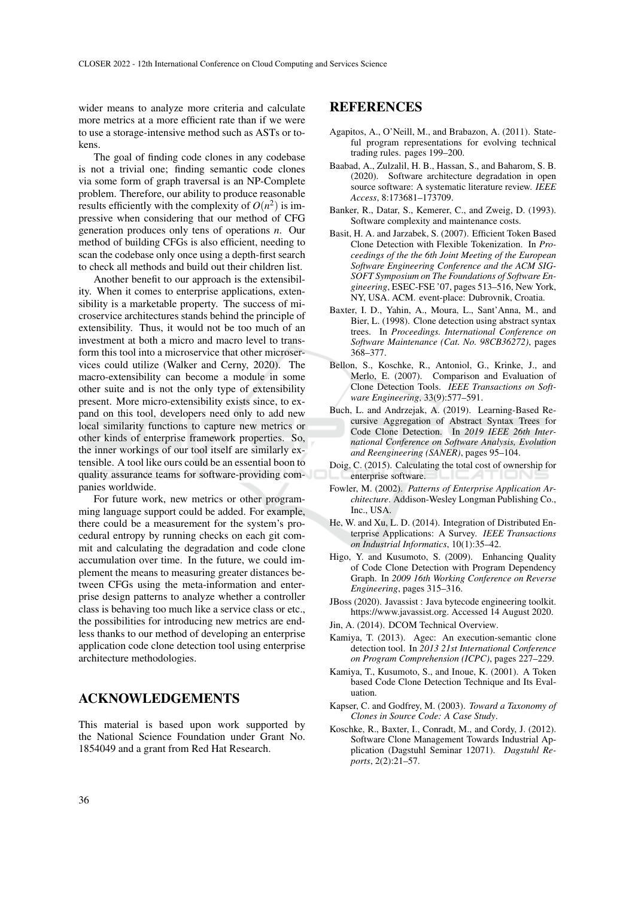wider means to analyze more criteria and calculate more metrics at a more efficient rate than if we were to use a storage-intensive method such as ASTs or tokens.

The goal of finding code clones in any codebase is not a trivial one; finding semantic code clones via some form of graph traversal is an NP-Complete problem. Therefore, our ability to produce reasonable results efficiently with the complexity of $O(n^2)$ is impressive when considering that our method of CFG generation produces only tens of operations $n$. Our method of building CFGs is also efficient, needing to scan the codebase only once using a depth-first search to check all methods and build out their children list.

Another benefit to our approach is the extensibility. When it comes to enterprise applications, extensibility is a marketable property. The success of microservice architectures stands behind the principle of extensibility. Thus, it would not be too much of an investment at both a micro and macro level to transform this tool into a microservice that other microservices could utilize (Walker and Cerny, 2020). The macro-extensibility can become a module in some other suite and is not the only type of extensibility present. More micro-extensibility exists since, to expand on this tool, developers need only to add new local similarity functions to capture new metrics or other kinds of enterprise framework properties. So, the inner workings of our tool itself are similarly extensible. A tool like ours could be an essential boon to quality assurance teams for software-providing companies worldwide.

For future work, new metrics or other programming language support could be added. For example, there could be a measurement for the system's procedural entropy by running checks on each git commit and calculating the degradation and code clone accumulation over time. In the future, we could implement the means to measuring greater distances between CFGs using the meta-information and enterprise design patterns to analyze whether a controller class is behaving too much like a service class or etc., the possibilities for introducing new metrics are endless thanks to our method of developing an enterprise application code clone detection tool using enterprise architecture methodologies.

## ACKNOWLEDGEMENTS

This material is based upon work supported by the National Science Foundation under Grant No. 1854049 and a grant from Red Hat Research.

## REFERENCES

Agapitos, A., O'Neill, M., and Brabazon, A. (2011). Stateful program representations for evolving technical trading rules. pages 199–200.

Baabad, A., Zulzalil, H. B., Hassan, S., and Baharom, S. B. (2020). Software architecture degradation in open source software: A systematic literature review. *IEEE Access*, 8:173681–173709.

Banker, R., Datar, S., Kemerer, C., and Zweig, D. (1993). Software complexity and maintenance costs.

Basit, H. A. and Jarzabek, S. (2007). Efficient Token Based Clone Detection with Flexible Tokenization. In *Proceedings of the the 6th Joint Meeting of the European Software Engineering Conference and the ACM SIGSOFT Symposium on The Foundations of Software Engineering*, ESEC-FSE '07, pages 513–516, New York, NY, USA. ACM. event-place: Dubrovnik, Croatia.

Baxter, I. D., Yahin, A., Moura, L., Sant'Anna, M., and Bier, L. (1998). Clone detection using abstract syntax trees. In *Proceedings. International Conference on Software Maintenance (Cat. No. 98CB36272)*, pages 368–377.

Bellon, S., Koschke, R., Antoniol, G., Krinke, J., and Merlo, E. (2007). Comparison and Evaluation of Clone Detection Tools. *IEEE Transactions on Software Engineering*, 33(9):577–591.

Buch, L. and Andrzejak, A. (2019). Learning-Based Recursive Aggregation of Abstract Syntax Trees for Code Clone Detection. In *2019 IEEE 26th International Conference on Software Analysis, Evolution and Reengineering (SANER)*, pages 95–104.

Doig, C. (2015). Calculating the total cost of ownership for enterprise software.

Fowler, M. (2002). *Patterns of Enterprise Application Architecture*. Addison-Wesley Longman Publishing Co., Inc., USA.

He, W. and Xu, L. D. (2014). Integration of Distributed Enterprise Applications: A Survey. *IEEE Transactions on Industrial Informatics*, 10(1):35–42.

Higo, Y. and Kusumoto, S. (2009). Enhancing Quality of Code Clone Detection with Program Dependency Graph. In *2009 16th Working Conference on Reverse Engineering*, pages 315–316.

JBoss (2020). Javassist : Java bytecode engineering toolkit. https://www.javassist.org. Accessed 14 August 2020.

Jin, A. (2014). DCOM Technical Overview.

Kamiya, T. (2013). Agec: An execution-semantic clone detection tool. In *2013 21st International Conference on Program Comprehension (ICPC)*, pages 227–229.

Kamiya, T., Kusumoto, S., and Inoue, K. (2001). A Token based Code Clone Detection Technique and Its Evaluation.

Kapser, C. and Godfrey, M. (2003). *Toward a Taxonomy of Clones in Source Code: A Case Study*.

Koschke, R., Baxter, I., Conradt, M., and Cordy, J. (2012). Software Clone Management Towards Industrial Application (Dagstuhl Seminar 12071). *Dagstuhl Reports*, 2(2):21–57.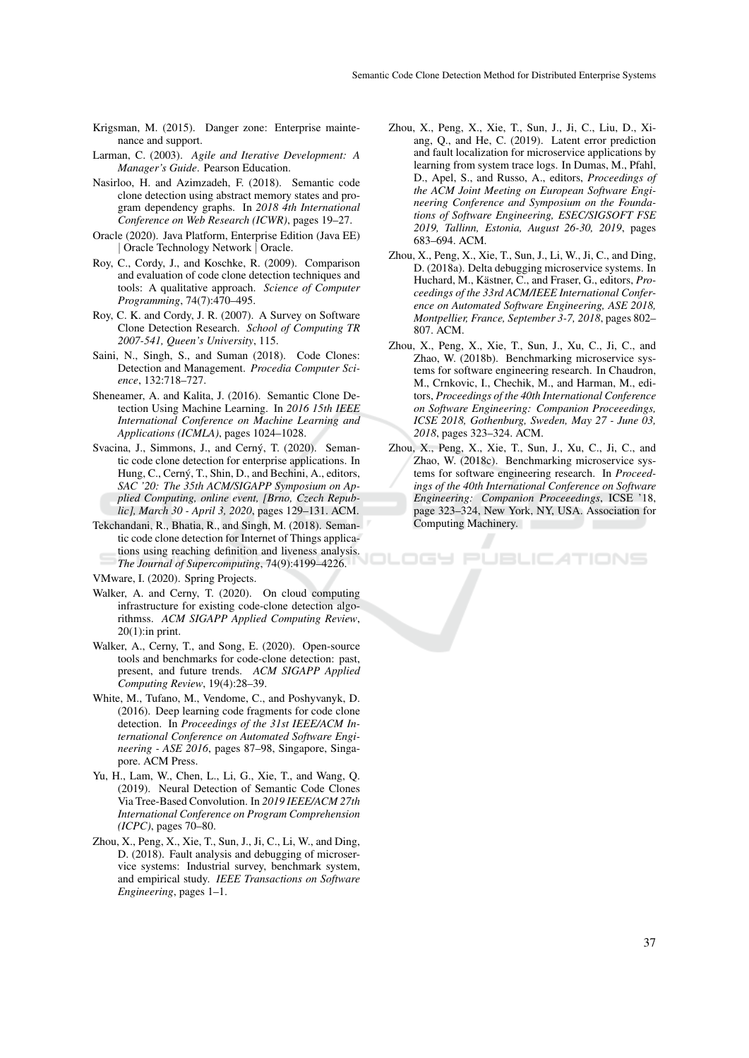Krigsman, M. (2015). Danger zone: Enterprise maintenance and support.

Larman, C. (2003). *Agile and Iterative Development: A Manager's Guide*. Pearson Education.

Nasirloo, H. and Azimzadeh, F. (2018). Semantic code clone detection using abstract memory states and program dependency graphs. In *2018 4th International Conference on Web Research (ICWR)*, pages 19–27.

Oracle (2020). Java Platform, Enterprise Edition (Java EE) | Oracle Technology Network | Oracle.

Roy, C., Cordy, J., and Koschke, R. (2009). Comparison and evaluation of code clone detection techniques and tools: A qualitative approach. *Science of Computer Programming*, 74(7):470–495.

Roy, C. K. and Cordy, J. R. (2007). A Survey on Software Clone Detection Research. *School of Computing TR 2007-541, Queen's University*, 115.

Saini, N., Singh, S., and Suman (2018). Code Clones: Detection and Management. *Procedia Computer Science*, 132:718–727.

Sheneamer, A. and Kalita, J. (2016). Semantic Clone Detection Using Machine Learning. In *2016 15th IEEE International Conference on Machine Learning and Applications (ICMLA)*, pages 1024–1028.

Svacina, J., Simmons, J., and Cerný, T. (2020). Semantic code clone detection for enterprise applications. In Hung, C., Cerný, T., Shin, D., and Bechini, A., editors, *SAC '20: The 35th ACM/SIGAPP Symposium on Applied Computing, online event, [Brno, Czech Republic], March 30 - April 3, 2020*, pages 129–131. ACM.

Tekchandani, R., Bhatia, R., and Singh, M. (2018). Semantic code clone detection for Internet of Things applications using reaching definition and liveness analysis. *The Journal of Supercomputing*, 74(9):4199–4226.

VMware, I. (2020). Spring Projects.

Walker, A. and Cerny, T. (2020). On cloud computing infrastructure for existing code-clone detection algorithmss. *ACM SIGAPP Applied Computing Review*, 20(1):in print.

Walker, A., Cerny, T., and Song, E. (2020). Open-source tools and benchmarks for code-clone detection: past, present, and future trends. *ACM SIGAPP Applied Computing Review*, 19(4):28–39.

White, M., Tufano, M., Vendome, C., and Poshyvanyk, D. (2016). Deep learning code fragments for code clone detection. In *Proceedings of the 31st IEEE/ACM International Conference on Automated Software Engineering - ASE 2016*, pages 87–98, Singapore, Singapore. ACM Press.

Yu, H., Lam, W., Chen, L., Li, G., Xie, T., and Wang, Q. (2019). Neural Detection of Semantic Code Clones Via Tree-Based Convolution. In *2019 IEEE/ACM 27th International Conference on Program Comprehension (ICPC)*, pages 70–80.

Zhou, X., Peng, X., Xie, T., Sun, J., Ji, C., Li, W., and Ding, D. (2018). Fault analysis and debugging of microservice systems: Industrial survey, benchmark system, and empirical study. *IEEE Transactions on Software Engineering*, pages 1–1.

Zhou, X., Peng, X., Xie, T., Sun, J., Ji, C., Liu, D., Xiang, Q., and He, C. (2019). Latent error prediction and fault localization for microservice applications by learning from system trace logs. In Dumas, M., Pfahl, D., Apel, S., and Russo, A., editors, *Proceedings of the ACM Joint Meeting on European Software Engineering Conference and Symposium on the Foundations of Software Engineering, ESEC/SIGSOFT FSE 2019, Tallinn, Estonia, August 26-30, 2019*, pages 683–694. ACM.

Zhou, X., Peng, X., Xie, T., Sun, J., Li, W., Ji, C., and Ding, D. (2018a). Delta debugging microservice systems. In Huchard, M., Kästner, C., and Fraser, G., editors, *Proceedings of the 33rd ACM/IEEE International Conference on Automated Software Engineering, ASE 2018, Montpellier, France, September 3-7, 2018*, pages 802–807. ACM.

Zhou, X., Peng, X., Xie, T., Sun, J., Xu, C., Ji, C., and Zhao, W. (2018b). Benchmarking microservice systems for software engineering research. In Chaudron, M., Crnkovic, I., Chechik, M., and Harman, M., editors, *Proceedings of the 40th International Conference on Software Engineering: Companion Proceeedings, ICSE 2018, Gothenburg, Sweden, May 27 - June 03, 2018*, pages 323–324. ACM.

Zhou, X., Peng, X., Xie, T., Sun, J., Xu, C., Ji, C., and Zhao, W. (2018c). Benchmarking microservice systems for software engineering research. In *Proceedings of the 40th International Conference on Software Engineering: Companion Proceeedings*, ICSE '18, page 323–324, New York, NY, USA. Association for Computing Machinery.